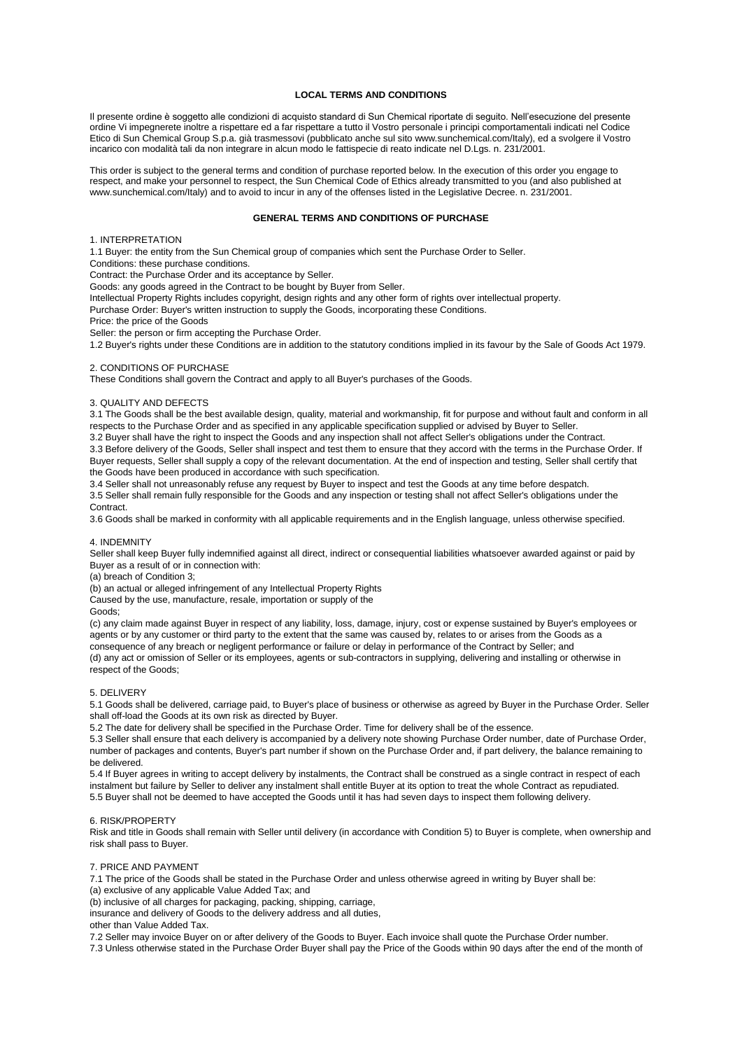## LOCAL TERMS AND CONDITIONS

Il presente ordine è soggetto alle condizioni di acquisto standard di Sun Chemical riportate di seguito. Nell'esecuzione del presente ordine Vi impegnerete inoltre a rispettare ed a far rispettare a tutto il Vostro personale i principi comportamentali indicati nel Codice Etico di Sun Chemical Group S.p.a. già trasmessovi (pubblicato anche sul sito www.sunchemical.com/Italy), ed a svolgere il Vostro incarico con modalità tali da non integrare in alcun modo le fattispecie di reato indicate nel D.Lgs. n. 231/2001.

This order is subject to the general terms and condition of purchase reported below. In the execution of this order you engage to respect, and make your personnel to respect, the Sun Chemical Code of Ethics already transmitted to you (and also published at www.sunchemical.com/Italy) and to avoid to incur in any of the offenses listed in the Legislative Decree. n. 231/2001.

## GENERAL TERMS AND CONDITIONS OF PURCHASE

1. INTERPRETATION

1.1 Buyer: the entity from the Sun Chemical group of companies which sent the Purchase Order to Seller.
Conditions: these purchase conditions.
Contract: the Purchase Order and its acceptance by Seller.
Goods: any goods agreed in the Contract to be bought by Buyer from Seller.
Intellectual Property Rights includes copyright, design rights and any other form of rights over intellectual property.
Purchase Order: Buyer's written instruction to supply the Goods, incorporating these Conditions.
Price: the price of the Goods
Seller: the person or firm accepting the Purchase Order.

1.2 Buyer's rights under these Conditions are in addition to the statutory conditions implied in its favour by the Sale of Goods Act 1979.

2. CONDITIONS OF PURCHASE

These Conditions shall govern the Contract and apply to all Buyer's purchases of the Goods.

3. QUALITY AND DEFECTS

3.1 The Goods shall be the best available design, quality, material and workmanship, fit for purpose and without fault and conform in all respects to the Purchase Order and as specified in any applicable specification supplied or advised by Buyer to Seller.

3.2 Buyer shall have the right to inspect the Goods and any inspection shall not affect Seller's obligations under the Contract.

3.3 Before delivery of the Goods, Seller shall inspect and test them to ensure that they accord with the terms in the Purchase Order. If Buyer requests, Seller shall supply a copy of the relevant documentation. At the end of inspection and testing, Seller shall certify that the Goods have been produced in accordance with such specification.

3.4 Seller shall not unreasonably refuse any request by Buyer to inspect and test the Goods at any time before despatch.

3.5 Seller shall remain fully responsible for the Goods and any inspection or testing shall not affect Seller's obligations under the Contract.

3.6 Goods shall be marked in conformity with all applicable requirements and in the English language, unless otherwise specified.

4. INDEMNITY

Seller shall keep Buyer fully indemnified against all direct, indirect or consequential liabilities whatsoever awarded against or paid by Buyer as a result of or in connection with:

(a) breach of Condition 3;

(b) an actual or alleged infringement of any Intellectual Property Rights
Caused by the use, manufacture, resale, importation or supply of the
Goods;

(c) any claim made against Buyer in respect of any liability, loss, damage, injury, cost or expense sustained by Buyer's employees or agents or by any customer or third party to the extent that the same was caused by, relates to or arises from the Goods as a consequence of any breach or negligent performance or failure or delay in performance of the Contract by Seller; and

(d) any act or omission of Seller or its employees, agents or sub-contractors in supplying, delivering and installing or otherwise in respect of the Goods;

5. DELIVERY

5.1 Goods shall be delivered, carriage paid, to Buyer's place of business or otherwise as agreed by Buyer in the Purchase Order. Seller shall off-load the Goods at its own risk as directed by Buyer.

5.2 The date for delivery shall be specified in the Purchase Order. Time for delivery shall be of the essence.

5.3 Seller shall ensure that each delivery is accompanied by a delivery note showing Purchase Order number, date of Purchase Order, number of packages and contents, Buyer's part number if shown on the Purchase Order and, if part delivery, the balance remaining to be delivered.

5.4 If Buyer agrees in writing to accept delivery by instalments, the Contract shall be construed as a single contract in respect of each instalment but failure by Seller to deliver any instalment shall entitle Buyer at its option to treat the whole Contract as repudiated.

5.5 Buyer shall not be deemed to have accepted the Goods until it has had seven days to inspect them following delivery.

6. RISK/PROPERTY

Risk and title in Goods shall remain with Seller until delivery (in accordance with Condition 5) to Buyer is complete, when ownership and risk shall pass to Buyer.

7. PRICE AND PAYMENT

7.1 The price of the Goods shall be stated in the Purchase Order and unless otherwise agreed in writing by Buyer shall be:

(a) exclusive of any applicable Value Added Tax; and

(b) inclusive of all charges for packaging, packing, shipping, carriage,
insurance and delivery of Goods to the delivery address and all duties,
other than Value Added Tax.

7.2 Seller may invoice Buyer on or after delivery of the Goods to Buyer. Each invoice shall quote the Purchase Order number.

7.3 Unless otherwise stated in the Purchase Order Buyer shall pay the Price of the Goods within 90 days after the end of the month of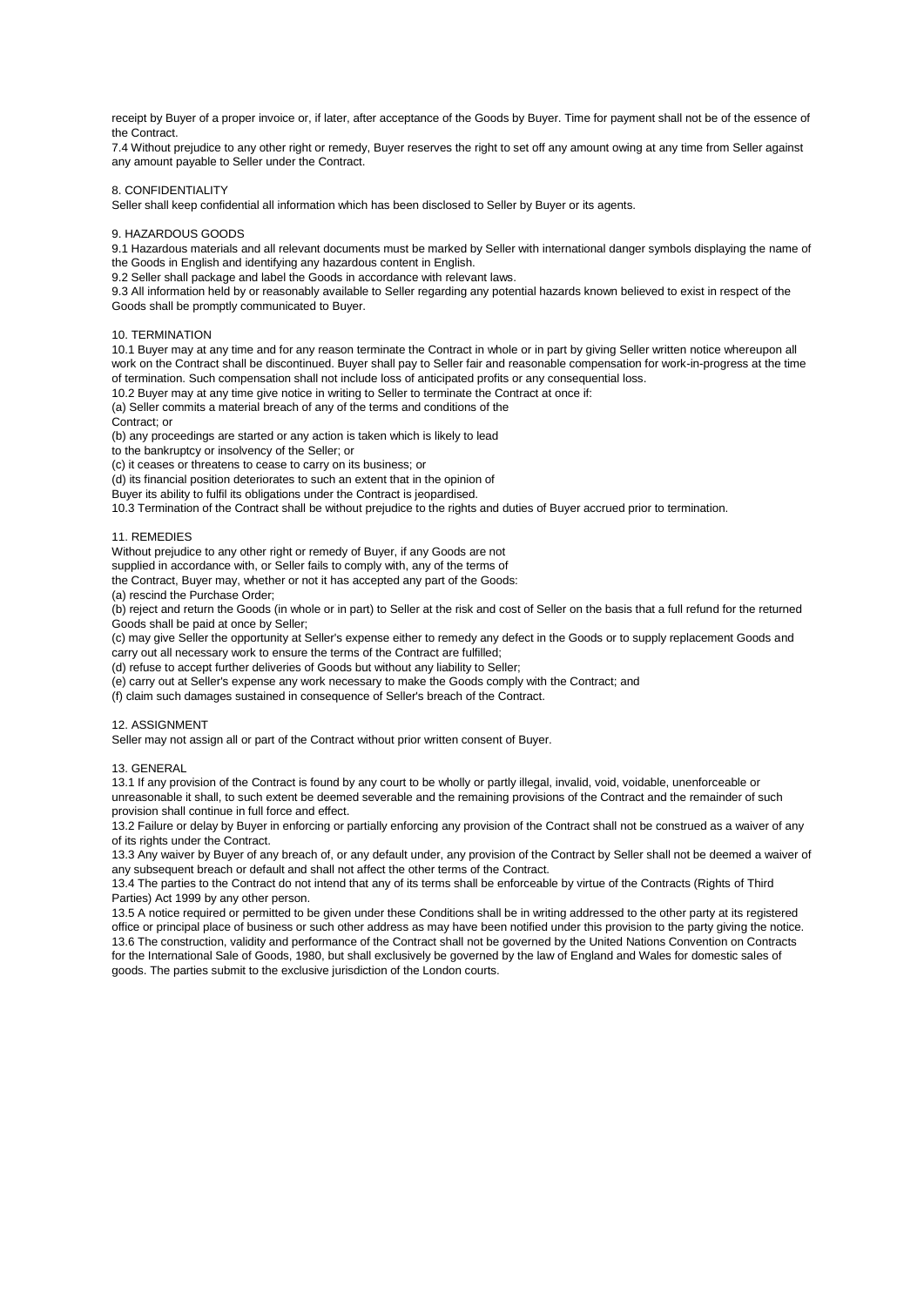receipt by Buyer of a proper invoice or, if later, after acceptance of the Goods by Buyer. Time for payment shall not be of the essence of the Contract.

7.4 Without prejudice to any other right or remedy, Buyer reserves the right to set off any amount owing at any time from Seller against any amount payable to Seller under the Contract.

## 8. CONFIDENTIALITY

Seller shall keep confidential all information which has been disclosed to Seller by Buyer or its agents.

## 9. HAZARDOUS GOODS

9.1 Hazardous materials and all relevant documents must be marked by Seller with international danger symbols displaying the name of the Goods in English and identifying any hazardous content in English.

9.2 Seller shall package and label the Goods in accordance with relevant laws.

9.3 All information held by or reasonably available to Seller regarding any potential hazards known believed to exist in respect of the Goods shall be promptly communicated to Buyer.

## 10. TERMINATION

10.1 Buyer may at any time and for any reason terminate the Contract in whole or in part by giving Seller written notice whereupon all work on the Contract shall be discontinued. Buyer shall pay to Seller fair and reasonable compensation for work-in-progress at the time of termination. Such compensation shall not include loss of anticipated profits or any consequential loss.

10.2 Buyer may at any time give notice in writing to Seller to terminate the Contract at once if:

(a) Seller commits a material breach of any of the terms and conditions of the Contract; or

(b) any proceedings are started or any action is taken which is likely to lead to the bankruptcy or insolvency of the Seller; or

(c) it ceases or threatens to cease to carry on its business; or

(d) its financial position deteriorates to such an extent that in the opinion of Buyer its ability to fulfil its obligations under the Contract is jeopardised.

10.3 Termination of the Contract shall be without prejudice to the rights and duties of Buyer accrued prior to termination.

## 11. REMEDIES

Without prejudice to any other right or remedy of Buyer, if any Goods are not supplied in accordance with, or Seller fails to comply with, any of the terms of the Contract, Buyer may, whether or not it has accepted any part of the Goods:

(a) rescind the Purchase Order;

(b) reject and return the Goods (in whole or in part) to Seller at the risk and cost of Seller on the basis that a full refund for the returned Goods shall be paid at once by Seller;

(c) may give Seller the opportunity at Seller's expense either to remedy any defect in the Goods or to supply replacement Goods and carry out all necessary work to ensure the terms of the Contract are fulfilled;

(d) refuse to accept further deliveries of Goods but without any liability to Seller;

(e) carry out at Seller's expense any work necessary to make the Goods comply with the Contract; and

(f) claim such damages sustained in consequence of Seller's breach of the Contract.

## 12. ASSIGNMENT

Seller may not assign all or part of the Contract without prior written consent of Buyer.

## 13. GENERAL

13.1 If any provision of the Contract is found by any court to be wholly or partly illegal, invalid, void, voidable, unenforceable or unreasonable it shall, to such extent be deemed severable and the remaining provisions of the Contract and the remainder of such provision shall continue in full force and effect.

13.2 Failure or delay by Buyer in enforcing or partially enforcing any provision of the Contract shall not be construed as a waiver of any of its rights under the Contract.

13.3 Any waiver by Buyer of any breach of, or any default under, any provision of the Contract by Seller shall not be deemed a waiver of any subsequent breach or default and shall not affect the other terms of the Contract.

13.4 The parties to the Contract do not intend that any of its terms shall be enforceable by virtue of the Contracts (Rights of Third Parties) Act 1999 by any other person.

13.5 A notice required or permitted to be given under these Conditions shall be in writing addressed to the other party at its registered office or principal place of business or such other address as may have been notified under this provision to the party giving the notice.

13.6 The construction, validity and performance of the Contract shall not be governed by the United Nations Convention on Contracts for the International Sale of Goods, 1980, but shall exclusively be governed by the law of England and Wales for domestic sales of goods. The parties submit to the exclusive jurisdiction of the London courts.